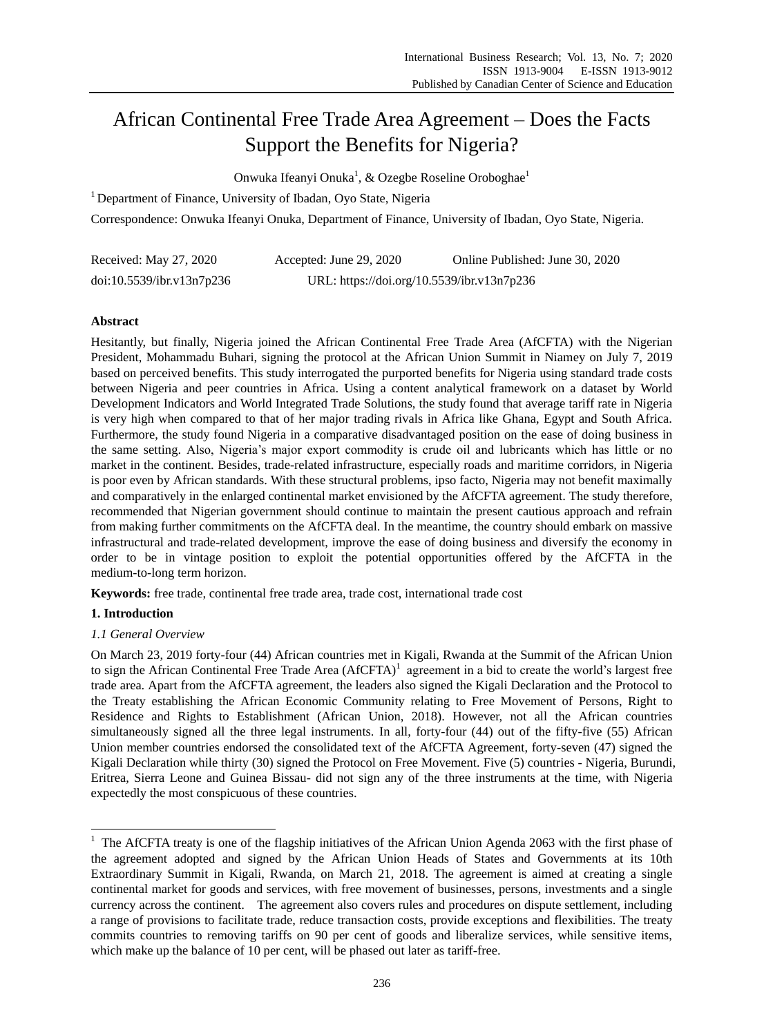# African Continental Free Trade Area Agreement – Does the Facts Support the Benefits for Nigeria?

Onwuka Ifeanyi Onuka[1], & Ozegbe Roseline Oroboghae[1]

[1] Department of Finance, University of Ibadan, Oyo State, Nigeria

Correspondence: Onwuka Ifeanyi Onuka, Department of Finance, University of Ibadan, Oyo State, Nigeria.

Received: May 27, 2020  Accepted: June 29, 2020  Online Published: June 30, 2020

doi:10.5539/ibr.v13n7p236  URL: https://doi.org/10.5539/ibr.v13n7p236

## Abstract

Hesitantly, but finally, Nigeria joined the African Continental Free Trade Area (AfCFTA) with the Nigerian President, Mohammadu Buhari, signing the protocol at the African Union Summit in Niamey on July 7, 2019 based on perceived benefits. This study interrogated the purported benefits for Nigeria using standard trade costs between Nigeria and peer countries in Africa. Using a content analytical framework on a dataset by World Development Indicators and World Integrated Trade Solutions, the study found that average tariff rate in Nigeria is very high when compared to that of her major trading rivals in Africa like Ghana, Egypt and South Africa. Furthermore, the study found Nigeria in a comparative disadvantaged position on the ease of doing business in the same setting. Also, Nigeria's major export commodity is crude oil and lubricants which has little or no market in the continent. Besides, trade-related infrastructure, especially roads and maritime corridors, in Nigeria is poor even by African standards. With these structural problems, ipso facto, Nigeria may not benefit maximally and comparatively in the enlarged continental market envisioned by the AfCFTA agreement. The study therefore, recommended that Nigerian government should continue to maintain the present cautious approach and refrain from making further commitments on the AfCFTA deal. In the meantime, the country should embark on massive infrastructural and trade-related development, improve the ease of doing business and diversify the economy in order to be in vintage position to exploit the potential opportunities offered by the AfCFTA in the medium-to-long term horizon.

**Keywords:** free trade, continental free trade area, trade cost, international trade cost

## 1. Introduction

### *1.1 General Overview*

On March 23, 2019 forty-four (44) African countries met in Kigali, Rwanda at the Summit of the African Union to sign the African Continental Free Trade Area (AfCFTA)[1] agreement in a bid to create the world's largest free trade area. Apart from the AfCFTA agreement, the leaders also signed the Kigali Declaration and the Protocol to the Treaty establishing the African Economic Community relating to Free Movement of Persons, Right to Residence and Rights to Establishment (African Union, 2018). However, not all the African countries simultaneously signed all the three legal instruments. In all, forty-four (44) out of the fifty-five (55) African Union member countries endorsed the consolidated text of the AfCFTA Agreement, forty-seven (47) signed the Kigali Declaration while thirty (30) signed the Protocol on Free Movement. Five (5) countries - Nigeria, Burundi, Eritrea, Sierra Leone and Guinea Bissau- did not sign any of the three instruments at the time, with Nigeria expectedly the most conspicuous of these countries.

---

[1] The AfCFTA treaty is one of the flagship initiatives of the African Union Agenda 2063 with the first phase of the agreement adopted and signed by the African Union Heads of States and Governments at its 10th Extraordinary Summit in Kigali, Rwanda, on March 21, 2018. The agreement is aimed at creating a single continental market for goods and services, with free movement of businesses, persons, investments and a single currency across the continent. The agreement also covers rules and procedures on dispute settlement, including a range of provisions to facilitate trade, reduce transaction costs, provide exceptions and flexibilities. The treaty commits countries to removing tariffs on 90 per cent of goods and liberalize services, while sensitive items, which make up the balance of 10 per cent, will be phased out later as tariff-free.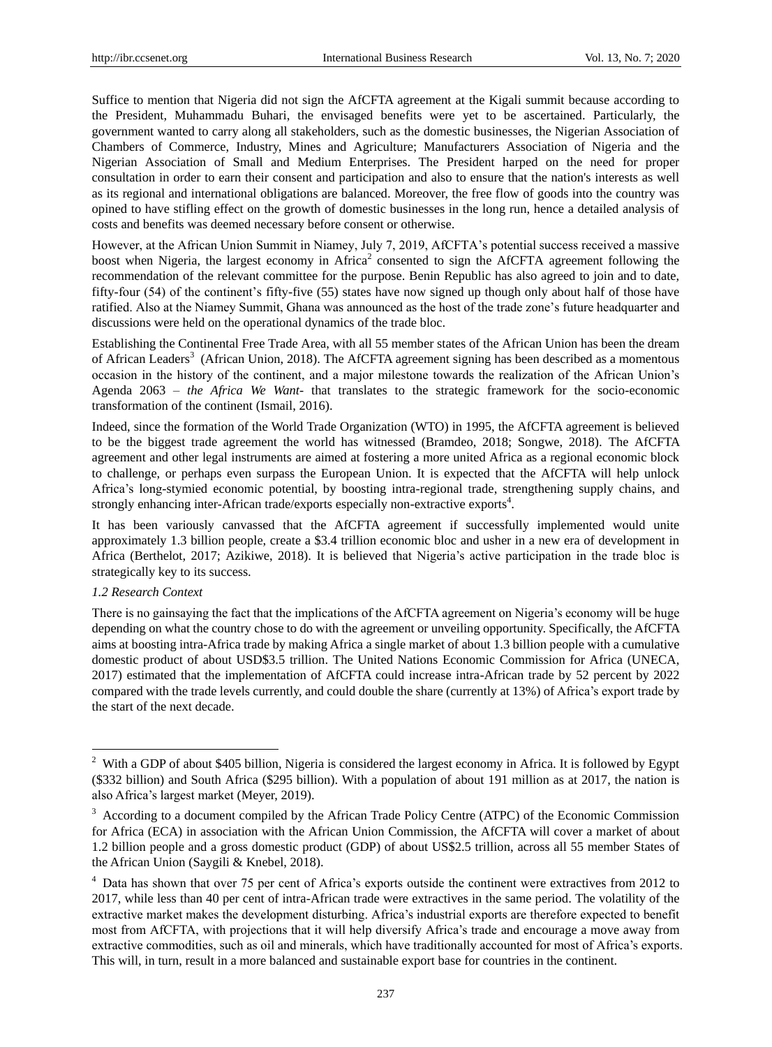Suffice to mention that Nigeria did not sign the AfCFTA agreement at the Kigali summit because according to the President, Muhammadu Buhari, the envisaged benefits were yet to be ascertained. Particularly, the government wanted to carry along all stakeholders, such as the domestic businesses, the Nigerian Association of Chambers of Commerce, Industry, Mines and Agriculture; Manufacturers Association of Nigeria and the Nigerian Association of Small and Medium Enterprises. The President harped on the need for proper consultation in order to earn their consent and participation and also to ensure that the nation's interests as well as its regional and international obligations are balanced. Moreover, the free flow of goods into the country was opined to have stifling effect on the growth of domestic businesses in the long run, hence a detailed analysis of costs and benefits was deemed necessary before consent or otherwise.

However, at the African Union Summit in Niamey, July 7, 2019, AfCFTA's potential success received a massive boost when Nigeria, the largest economy in Africa[2] consented to sign the AfCFTA agreement following the recommendation of the relevant committee for the purpose. Benin Republic has also agreed to join and to date, fifty-four (54) of the continent's fifty-five (55) states have now signed up though only about half of those have ratified. Also at the Niamey Summit, Ghana was announced as the host of the trade zone's future headquarter and discussions were held on the operational dynamics of the trade bloc.

Establishing the Continental Free Trade Area, with all 55 member states of the African Union has been the dream of African Leaders[3] (African Union, 2018). The AfCFTA agreement signing has been described as a momentous occasion in the history of the continent, and a major milestone towards the realization of the African Union's Agenda 2063 – *the Africa We Want*- that translates to the strategic framework for the socio-economic transformation of the continent (Ismail, 2016).

Indeed, since the formation of the World Trade Organization (WTO) in 1995, the AfCFTA agreement is believed to be the biggest trade agreement the world has witnessed (Bramdeo, 2018; Songwe, 2018). The AfCFTA agreement and other legal instruments are aimed at fostering a more united Africa as a regional economic block to challenge, or perhaps even surpass the European Union. It is expected that the AfCFTA will help unlock Africa's long-stymied economic potential, by boosting intra-regional trade, strengthening supply chains, and strongly enhancing inter-African trade/exports especially non-extractive exports[4].

It has been variously canvassed that the AfCFTA agreement if successfully implemented would unite approximately 1.3 billion people, create a $3.4 trillion economic bloc and usher in a new era of development in Africa (Berthelot, 2017; Azikiwe, 2018). It is believed that Nigeria's active participation in the trade bloc is strategically key to its success.

### *1.2 Research Context*

There is no gainsaying the fact that the implications of the AfCFTA agreement on Nigeria's economy will be huge depending on what the country chose to do with the agreement or unveiling opportunity. Specifically, the AfCFTA aims at boosting intra-Africa trade by making Africa a single market of about 1.3 billion people with a cumulative domestic product of about USD$3.5 trillion. The United Nations Economic Commission for Africa (UNECA, 2017) estimated that the implementation of AfCFTA could increase intra-African trade by 52 percent by 2022 compared with the trade levels currently, and could double the share (currently at 13%) of Africa's export trade by the start of the next decade.

---

[2] With a GDP of about $405 billion, Nigeria is considered the largest economy in Africa. It is followed by Egypt ($332 billion) and South Africa ($295 billion). With a population of about 191 million as at 2017, the nation is also Africa's largest market (Meyer, 2019).

[3] According to a document compiled by the African Trade Policy Centre (ATPC) of the Economic Commission for Africa (ECA) in association with the African Union Commission, the AfCFTA will cover a market of about 1.2 billion people and a gross domestic product (GDP) of about US$2.5 trillion, across all 55 member States of the African Union (Saygili & Knebel, 2018).

[4] Data has shown that over 75 per cent of Africa's exports outside the continent were extractives from 2012 to 2017, while less than 40 per cent of intra-African trade were extractives in the same period. The volatility of the extractive market makes the development disturbing. Africa's industrial exports are therefore expected to benefit most from AfCFTA, with projections that it will help diversify Africa's trade and encourage a move away from extractive commodities, such as oil and minerals, which have traditionally accounted for most of Africa's exports. This will, in turn, result in a more balanced and sustainable export base for countries in the continent.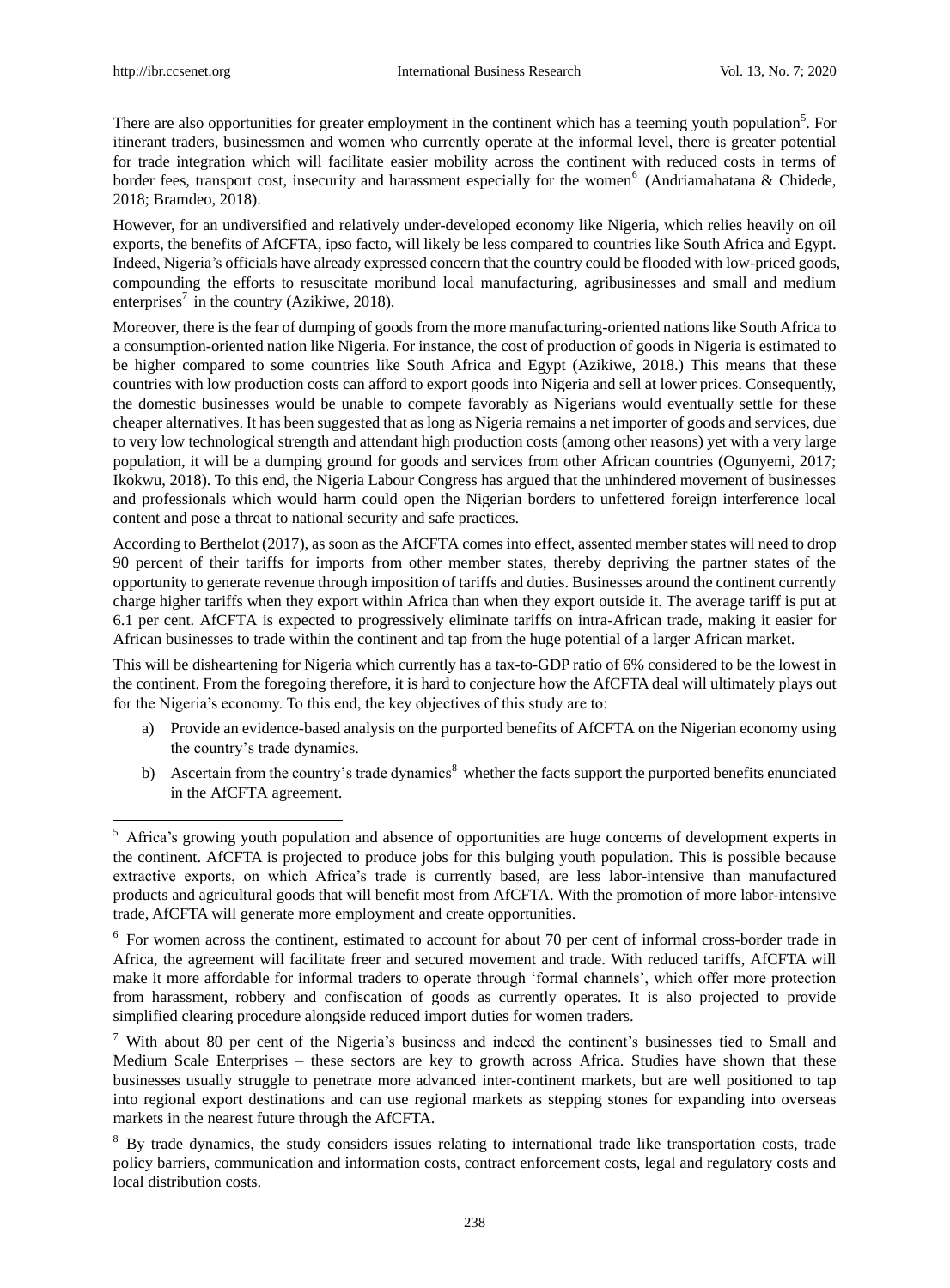There are also opportunities for greater employment in the continent which has a teeming youth population[5]. For itinerant traders, businessmen and women who currently operate at the informal level, there is greater potential for trade integration which will facilitate easier mobility across the continent with reduced costs in terms of border fees, transport cost, insecurity and harassment especially for the women[6] (Andriamahatana & Chidede, 2018; Bramdeo, 2018).

However, for an undiversified and relatively under-developed economy like Nigeria, which relies heavily on oil exports, the benefits of AfCFTA, ipso facto, will likely be less compared to countries like South Africa and Egypt. Indeed, Nigeria's officials have already expressed concern that the country could be flooded with low-priced goods, compounding the efforts to resuscitate moribund local manufacturing, agribusinesses and small and medium enterprises[7] in the country (Azikiwe, 2018).

Moreover, there is the fear of dumping of goods from the more manufacturing-oriented nations like South Africa to a consumption-oriented nation like Nigeria. For instance, the cost of production of goods in Nigeria is estimated to be higher compared to some countries like South Africa and Egypt (Azikiwe, 2018.) This means that these countries with low production costs can afford to export goods into Nigeria and sell at lower prices. Consequently, the domestic businesses would be unable to compete favorably as Nigerians would eventually settle for these cheaper alternatives. It has been suggested that as long as Nigeria remains a net importer of goods and services, due to very low technological strength and attendant high production costs (among other reasons) yet with a very large population, it will be a dumping ground for goods and services from other African countries (Ogunyemi, 2017; Ikokwu, 2018). To this end, the Nigeria Labour Congress has argued that the unhindered movement of businesses and professionals which would harm could open the Nigerian borders to unfettered foreign interference local content and pose a threat to national security and safe practices.

According to Berthelot (2017), as soon as the AfCFTA comes into effect, assented member states will need to drop 90 percent of their tariffs for imports from other member states, thereby depriving the partner states of the opportunity to generate revenue through imposition of tariffs and duties. Businesses around the continent currently charge higher tariffs when they export within Africa than when they export outside it. The average tariff is put at 6.1 per cent. AfCFTA is expected to progressively eliminate tariffs on intra-African trade, making it easier for African businesses to trade within the continent and tap from the huge potential of a larger African market.

This will be disheartening for Nigeria which currently has a tax-to-GDP ratio of 6% considered to be the lowest in the continent. From the foregoing therefore, it is hard to conjecture how the AfCFTA deal will ultimately plays out for the Nigeria's economy. To this end, the key objectives of this study are to:

a) Provide an evidence-based analysis on the purported benefits of AfCFTA on the Nigerian economy using the country's trade dynamics.

b) Ascertain from the country's trade dynamics[8] whether the facts support the purported benefits enunciated in the AfCFTA agreement.

---

[5] Africa's growing youth population and absence of opportunities are huge concerns of development experts in the continent. AfCFTA is projected to produce jobs for this bulging youth population. This is possible because extractive exports, on which Africa's trade is currently based, are less labor-intensive than manufactured products and agricultural goods that will benefit most from AfCFTA. With the promotion of more labor-intensive trade, AfCFTA will generate more employment and create opportunities.

[6] For women across the continent, estimated to account for about 70 per cent of informal cross-border trade in Africa, the agreement will facilitate freer and secured movement and trade. With reduced tariffs, AfCFTA will make it more affordable for informal traders to operate through 'formal channels', which offer more protection from harassment, robbery and confiscation of goods as currently operates. It is also projected to provide simplified clearing procedure alongside reduced import duties for women traders.

[7] With about 80 per cent of the Nigeria's business and indeed the continent's businesses tied to Small and Medium Scale Enterprises – these sectors are key to growth across Africa. Studies have shown that these businesses usually struggle to penetrate more advanced inter-continent markets, but are well positioned to tap into regional export destinations and can use regional markets as stepping stones for expanding into overseas markets in the nearest future through the AfCFTA.

[8] By trade dynamics, the study considers issues relating to international trade like transportation costs, trade policy barriers, communication and information costs, contract enforcement costs, legal and regulatory costs and local distribution costs.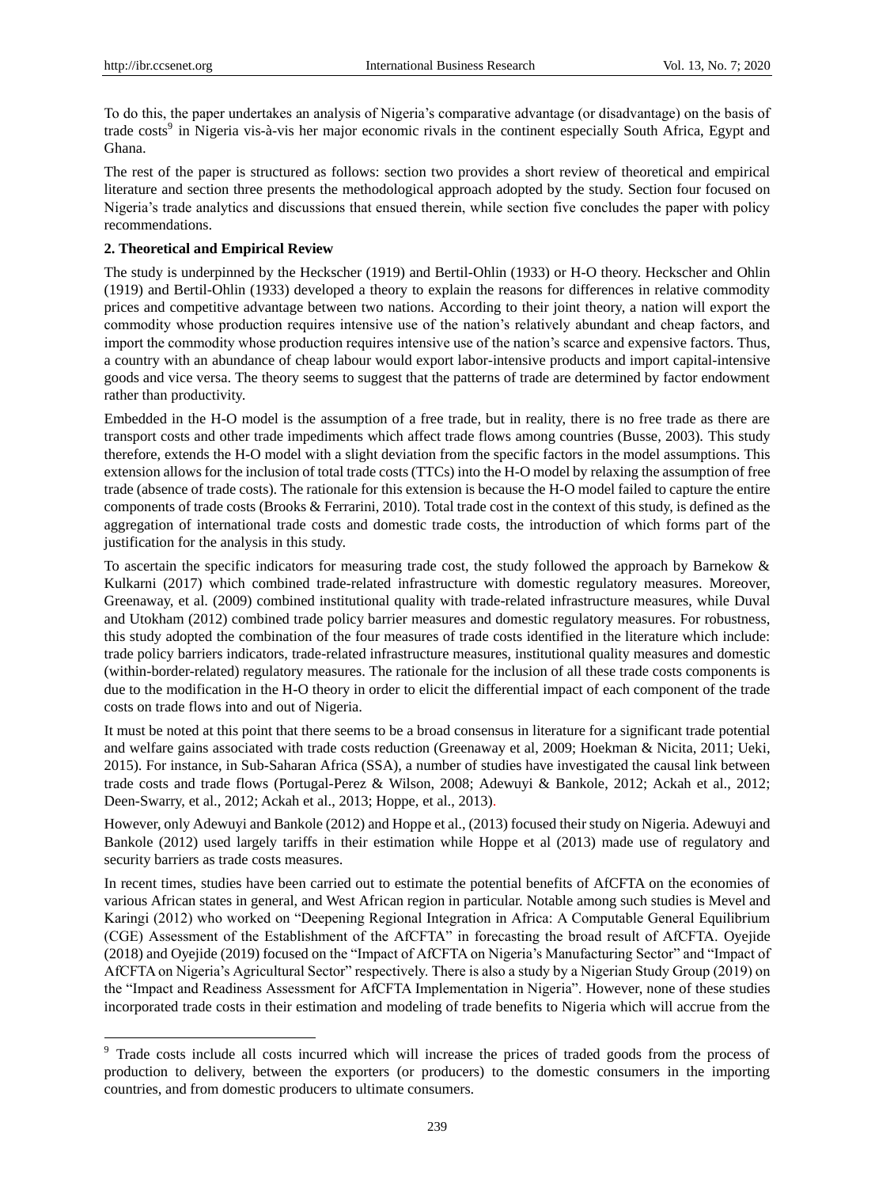To do this, the paper undertakes an analysis of Nigeria's comparative advantage (or disadvantage) on the basis of trade costs[9] in Nigeria vis-à-vis her major economic rivals in the continent especially South Africa, Egypt and Ghana.

The rest of the paper is structured as follows: section two provides a short review of theoretical and empirical literature and section three presents the methodological approach adopted by the study. Section four focused on Nigeria's trade analytics and discussions that ensued therein, while section five concludes the paper with policy recommendations.

## 2. Theoretical and Empirical Review

The study is underpinned by the Heckscher (1919) and Bertil-Ohlin (1933) or H-O theory. Heckscher and Ohlin (1919) and Bertil-Ohlin (1933) developed a theory to explain the reasons for differences in relative commodity prices and competitive advantage between two nations. According to their joint theory, a nation will export the commodity whose production requires intensive use of the nation's relatively abundant and cheap factors, and import the commodity whose production requires intensive use of the nation's scarce and expensive factors. Thus, a country with an abundance of cheap labour would export labor-intensive products and import capital-intensive goods and vice versa. The theory seems to suggest that the patterns of trade are determined by factor endowment rather than productivity.

Embedded in the H-O model is the assumption of a free trade, but in reality, there is no free trade as there are transport costs and other trade impediments which affect trade flows among countries (Busse, 2003). This study therefore, extends the H-O model with a slight deviation from the specific factors in the model assumptions. This extension allows for the inclusion of total trade costs (TTCs) into the H-O model by relaxing the assumption of free trade (absence of trade costs). The rationale for this extension is because the H-O model failed to capture the entire components of trade costs (Brooks & Ferrarini, 2010). Total trade cost in the context of this study, is defined as the aggregation of international trade costs and domestic trade costs, the introduction of which forms part of the justification for the analysis in this study.

To ascertain the specific indicators for measuring trade cost, the study followed the approach by Barnekow & Kulkarni (2017) which combined trade-related infrastructure with domestic regulatory measures. Moreover, Greenaway, et al. (2009) combined institutional quality with trade-related infrastructure measures, while Duval and Utokham (2012) combined trade policy barrier measures and domestic regulatory measures. For robustness, this study adopted the combination of the four measures of trade costs identified in the literature which include: trade policy barriers indicators, trade-related infrastructure measures, institutional quality measures and domestic (within-border-related) regulatory measures. The rationale for the inclusion of all these trade costs components is due to the modification in the H-O theory in order to elicit the differential impact of each component of the trade costs on trade flows into and out of Nigeria.

It must be noted at this point that there seems to be a broad consensus in literature for a significant trade potential and welfare gains associated with trade costs reduction (Greenaway et al, 2009; Hoekman & Nicita, 2011; Ueki, 2015). For instance, in Sub-Saharan Africa (SSA), a number of studies have investigated the causal link between trade costs and trade flows (Portugal-Perez & Wilson, 2008; Adewuyi & Bankole, 2012; Ackah et al., 2012; Deen-Swarry, et al., 2012; Ackah et al., 2013; Hoppe, et al., 2013).

However, only Adewuyi and Bankole (2012) and Hoppe et al., (2013) focused their study on Nigeria. Adewuyi and Bankole (2012) used largely tariffs in their estimation while Hoppe et al (2013) made use of regulatory and security barriers as trade costs measures.

In recent times, studies have been carried out to estimate the potential benefits of AfCFTA on the economies of various African states in general, and West African region in particular. Notable among such studies is Mevel and Karingi (2012) who worked on "Deepening Regional Integration in Africa: A Computable General Equilibrium (CGE) Assessment of the Establishment of the AfCFTA" in forecasting the broad result of AfCFTA. Oyejide (2018) and Oyejide (2019) focused on the "Impact of AfCFTA on Nigeria's Manufacturing Sector" and "Impact of AfCFTA on Nigeria's Agricultural Sector" respectively. There is also a study by a Nigerian Study Group (2019) on the "Impact and Readiness Assessment for AfCFTA Implementation in Nigeria". However, none of these studies incorporated trade costs in their estimation and modeling of trade benefits to Nigeria which will accrue from the

---

[9] Trade costs include all costs incurred which will increase the prices of traded goods from the process of production to delivery, between the exporters (or producers) to the domestic consumers in the importing countries, and from domestic producers to ultimate consumers.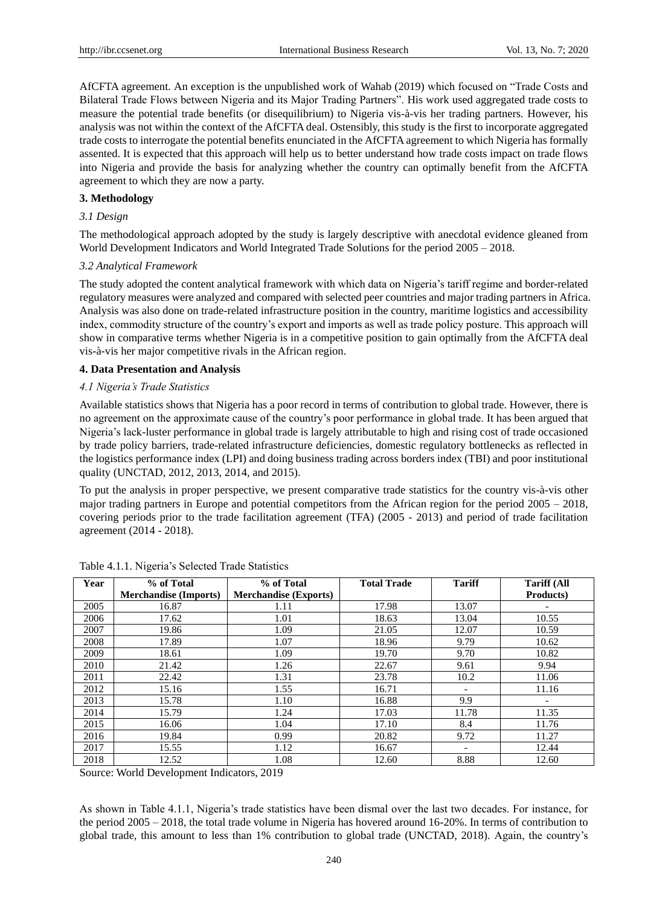AfCFTA agreement. An exception is the unpublished work of Wahab (2019) which focused on "Trade Costs and Bilateral Trade Flows between Nigeria and its Major Trading Partners". His work used aggregated trade costs to measure the potential trade benefits (or disequilibrium) to Nigeria vis-à-vis her trading partners. However, his analysis was not within the context of the AfCFTA deal. Ostensibly, this study is the first to incorporate aggregated trade costs to interrogate the potential benefits enunciated in the AfCFTA agreement to which Nigeria has formally assented. It is expected that this approach will help us to better understand how trade costs impact on trade flows into Nigeria and provide the basis for analyzing whether the country can optimally benefit from the AfCFTA agreement to which they are now a party.

## 3. Methodology

### *3.1 Design*

The methodological approach adopted by the study is largely descriptive with anecdotal evidence gleaned from World Development Indicators and World Integrated Trade Solutions for the period 2005 – 2018.

### *3.2 Analytical Framework*

The study adopted the content analytical framework with which data on Nigeria's tariff regime and border-related regulatory measures were analyzed and compared with selected peer countries and major trading partners in Africa. Analysis was also done on trade-related infrastructure position in the country, maritime logistics and accessibility index, commodity structure of the country's export and imports as well as trade policy posture. This approach will show in comparative terms whether Nigeria is in a competitive position to gain optimally from the AfCFTA deal vis-à-vis her major competitive rivals in the African region.

## 4. Data Presentation and Analysis

### *4.1 Nigeria's Trade Statistics*

Available statistics shows that Nigeria has a poor record in terms of contribution to global trade. However, there is no agreement on the approximate cause of the country's poor performance in global trade. It has been argued that Nigeria's lack-luster performance in global trade is largely attributable to high and rising cost of trade occasioned by trade policy barriers, trade-related infrastructure deficiencies, domestic regulatory bottlenecks as reflected in the logistics performance index (LPI) and doing business trading across borders index (TBI) and poor institutional quality (UNCTAD, 2012, 2013, 2014, and 2015).

To put the analysis in proper perspective, we present comparative trade statistics for the country vis-à-vis other major trading partners in Europe and potential competitors from the African region for the period 2005 – 2018, covering periods prior to the trade facilitation agreement (TFA) (2005 - 2013) and period of trade facilitation agreement (2014 - 2018).

Table 4.1.1. Nigeria's Selected Trade Statistics

| Year | % of Total Merchandise (Imports) | % of Total Merchandise (Exports) | Total Trade | Tariff | Tariff (All Products) |
|---|---|---|---|---|---|
| 2005 | 16.87 | 1.11 | 17.98 | 13.07 | - |
| 2006 | 17.62 | 1.01 | 18.63 | 13.04 | 10.55 |
| 2007 | 19.86 | 1.09 | 21.05 | 12.07 | 10.59 |
| 2008 | 17.89 | 1.07 | 18.96 | 9.79 | 10.62 |
| 2009 | 18.61 | 1.09 | 19.70 | 9.70 | 10.82 |
| 2010 | 21.42 | 1.26 | 22.67 | 9.61 | 9.94 |
| 2011 | 22.42 | 1.31 | 23.78 | 10.2 | 11.06 |
| 2012 | 15.16 | 1.55 | 16.71 | - | 11.16 |
| 2013 | 15.78 | 1.10 | 16.88 | 9.9 | - |
| 2014 | 15.79 | 1.24 | 17.03 | 11.78 | 11.35 |
| 2015 | 16.06 | 1.04 | 17.10 | 8.4 | 11.76 |
| 2016 | 19.84 | 0.99 | 20.82 | 9.72 | 11.27 |
| 2017 | 15.55 | 1.12 | 16.67 | - | 12.44 |
| 2018 | 12.52 | 1.08 | 12.60 | 8.88 | 12.60 |

Source: World Development Indicators, 2019

As shown in Table 4.1.1, Nigeria's trade statistics have been dismal over the last two decades. For instance, for the period 2005 – 2018, the total trade volume in Nigeria has hovered around 16-20%. In terms of contribution to global trade, this amount to less than 1% contribution to global trade (UNCTAD, 2018). Again, the country's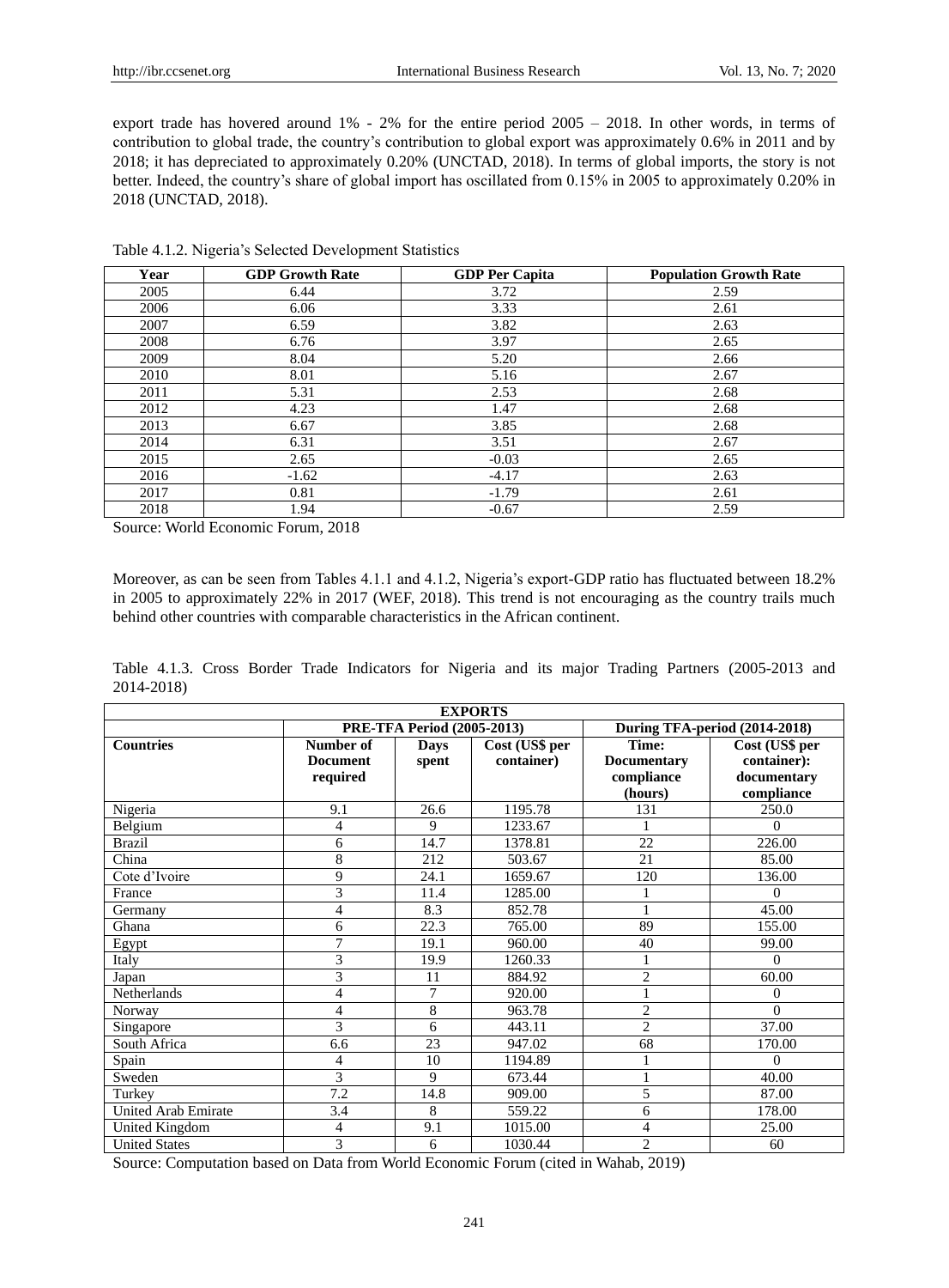export trade has hovered around 1% - 2% for the entire period 2005 – 2018. In other words, in terms of contribution to global trade, the country's contribution to global export was approximately 0.6% in 2011 and by 2018; it has depreciated to approximately 0.20% (UNCTAD, 2018). In terms of global imports, the story is not better. Indeed, the country's share of global import has oscillated from 0.15% in 2005 to approximately 0.20% in 2018 (UNCTAD, 2018).

Table 4.1.2. Nigeria's Selected Development Statistics

| Year | GDP Growth Rate | GDP Per Capita | Population Growth Rate |
|---|---|---|---|
| 2005 | 6.44 | 3.72 | 2.59 |
| 2006 | 6.06 | 3.33 | 2.61 |
| 2007 | 6.59 | 3.82 | 2.63 |
| 2008 | 6.76 | 3.97 | 2.65 |
| 2009 | 8.04 | 5.20 | 2.66 |
| 2010 | 8.01 | 5.16 | 2.67 |
| 2011 | 5.31 | 2.53 | 2.68 |
| 2012 | 4.23 | 1.47 | 2.68 |
| 2013 | 6.67 | 3.85 | 2.68 |
| 2014 | 6.31 | 3.51 | 2.67 |
| 2015 | 2.65 | -0.03 | 2.65 |
| 2016 | -1.62 | -4.17 | 2.63 |
| 2017 | 0.81 | -1.79 | 2.61 |
| 2018 | 1.94 | -0.67 | 2.59 |

Source: World Economic Forum, 2018

Moreover, as can be seen from Tables 4.1.1 and 4.1.2, Nigeria's export-GDP ratio has fluctuated between 18.2% in 2005 to approximately 22% in 2017 (WEF, 2018). This trend is not encouraging as the country trails much behind other countries with comparable characteristics in the African continent.

Table 4.1.3. Cross Border Trade Indicators for Nigeria and its major Trading Partners (2005-2013 and 2014-2018)

| EXPORTS | | | | | |
|---|---|---|---|---|---|
| | PRE-TFA Period (2005-2013) | | | During TFA-period (2014-2018) | |
| Countries | Number of Document required | Days spent | Cost (US$ per container) | Time: Documentary compliance (hours) | Cost (US$ per container): documentary compliance |
| Nigeria | 9.1 | 26.6 | 1195.78 | 131 | 250.0 |
| Belgium | 4 | 9 | 1233.67 | 1 | 0 |
| Brazil | 6 | 14.7 | 1378.81 | 22 | 226.00 |
| China | 8 | 212 | 503.67 | 21 | 85.00 |
| Cote d'Ivoire | 9 | 24.1 | 1659.67 | 120 | 136.00 |
| France | 3 | 11.4 | 1285.00 | 1 | 0 |
| Germany | 4 | 8.3 | 852.78 | 1 | 45.00 |
| Ghana | 6 | 22.3 | 765.00 | 89 | 155.00 |
| Egypt | 7 | 19.1 | 960.00 | 40 | 99.00 |
| Italy | 3 | 19.9 | 1260.33 | 1 | 0 |
| Japan | 3 | 11 | 884.92 | 2 | 60.00 |
| Netherlands | 4 | 7 | 920.00 | 1 | 0 |
| Norway | 4 | 8 | 963.78 | 2 | 0 |
| Singapore | 3 | 6 | 443.11 | 2 | 37.00 |
| South Africa | 6.6 | 23 | 947.02 | 68 | 170.00 |
| Spain | 4 | 10 | 1194.89 | 1 | 0 |
| Sweden | 3 | 9 | 673.44 | 1 | 40.00 |
| Turkey | 7.2 | 14.8 | 909.00 | 5 | 87.00 |
| United Arab Emirate | 3.4 | 8 | 559.22 | 6 | 178.00 |
| United Kingdom | 4 | 9.1 | 1015.00 | 4 | 25.00 |
| United States | 3 | 6 | 1030.44 | 2 | 60 |

Source: Computation based on Data from World Economic Forum (cited in Wahab, 2019)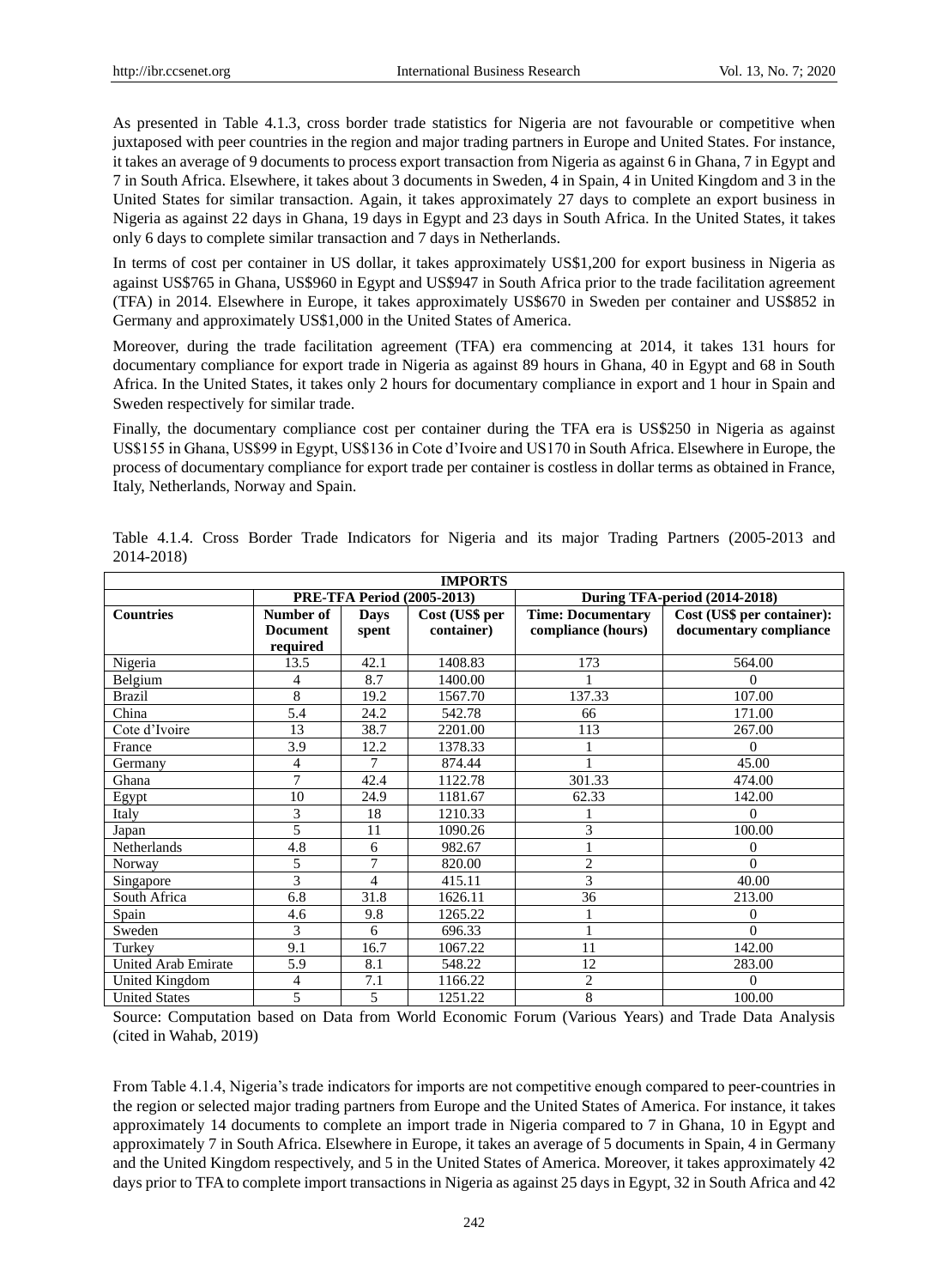As presented in Table 4.1.3, cross border trade statistics for Nigeria are not favourable or competitive when juxtaposed with peer countries in the region and major trading partners in Europe and United States. For instance, it takes an average of 9 documents to process export transaction from Nigeria as against 6 in Ghana, 7 in Egypt and 7 in South Africa. Elsewhere, it takes about 3 documents in Sweden, 4 in Spain, 4 in United Kingdom and 3 in the United States for similar transaction. Again, it takes approximately 27 days to complete an export business in Nigeria as against 22 days in Ghana, 19 days in Egypt and 23 days in South Africa. In the United States, it takes only 6 days to complete similar transaction and 7 days in Netherlands.

In terms of cost per container in US dollar, it takes approximately US$1,200 for export business in Nigeria as against US$765 in Ghana, US$960 in Egypt and US$947 in South Africa prior to the trade facilitation agreement (TFA) in 2014. Elsewhere in Europe, it takes approximately US$670 in Sweden per container and US$852 in Germany and approximately US$1,000 in the United States of America.

Moreover, during the trade facilitation agreement (TFA) era commencing at 2014, it takes 131 hours for documentary compliance for export trade in Nigeria as against 89 hours in Ghana, 40 in Egypt and 68 in South Africa. In the United States, it takes only 2 hours for documentary compliance in export and 1 hour in Spain and Sweden respectively for similar trade.

Finally, the documentary compliance cost per container during the TFA era is US$250 in Nigeria as against US$155 in Ghana, US$99 in Egypt, US$136 in Cote d'Ivoire and US170 in South Africa. Elsewhere in Europe, the process of documentary compliance for export trade per container is costless in dollar terms as obtained in France, Italy, Netherlands, Norway and Spain.

Table 4.1.4. Cross Border Trade Indicators for Nigeria and its major Trading Partners (2005-2013 and 2014-2018)

| IMPORTS | | | | | |
|---|---|---|---|---|---|
| | PRE-TFA Period (2005-2013) | | | During TFA-period (2014-2018) | |
| **Countries** | **Number of Document required** | **Days spent** | **Cost (US$ per container)** | **Time: Documentary compliance (hours)** | **Cost (US$ per container): documentary compliance** |
| Nigeria | 13.5 | 42.1 | 1408.83 | 173 | 564.00 |
| Belgium | 4 | 8.7 | 1400.00 | 1 | 0 |
| Brazil | 8 | 19.2 | 1567.70 | 137.33 | 107.00 |
| China | 5.4 | 24.2 | 542.78 | 66 | 171.00 |
| Cote d'Ivoire | 13 | 38.7 | 2201.00 | 113 | 267.00 |
| France | 3.9 | 12.2 | 1378.33 | 1 | 0 |
| Germany | 4 | 7 | 874.44 | 1 | 45.00 |
| Ghana | 7 | 42.4 | 1122.78 | 301.33 | 474.00 |
| Egypt | 10 | 24.9 | 1181.67 | 62.33 | 142.00 |
| Italy | 3 | 18 | 1210.33 | 1 | 0 |
| Japan | 5 | 11 | 1090.26 | 3 | 100.00 |
| Netherlands | 4.8 | 6 | 982.67 | 1 | 0 |
| Norway | 5 | 7 | 820.00 | 2 | 0 |
| Singapore | 3 | 4 | 415.11 | 3 | 40.00 |
| South Africa | 6.8 | 31.8 | 1626.11 | 36 | 213.00 |
| Spain | 4.6 | 9.8 | 1265.22 | 1 | 0 |
| Sweden | 3 | 6 | 696.33 | 1 | 0 |
| Turkey | 9.1 | 16.7 | 1067.22 | 11 | 142.00 |
| United Arab Emirate | 5.9 | 8.1 | 548.22 | 12 | 283.00 |
| United Kingdom | 4 | 7.1 | 1166.22 | 2 | 0 |
| United States | 5 | 5 | 1251.22 | 8 | 100.00 |

Source: Computation based on Data from World Economic Forum (Various Years) and Trade Data Analysis (cited in Wahab, 2019)

From Table 4.1.4, Nigeria's trade indicators for imports are not competitive enough compared to peer-countries in the region or selected major trading partners from Europe and the United States of America. For instance, it takes approximately 14 documents to complete an import trade in Nigeria compared to 7 in Ghana, 10 in Egypt and approximately 7 in South Africa. Elsewhere in Europe, it takes an average of 5 documents in Spain, 4 in Germany and the United Kingdom respectively, and 5 in the United States of America. Moreover, it takes approximately 42 days prior to TFA to complete import transactions in Nigeria as against 25 days in Egypt, 32 in South Africa and 42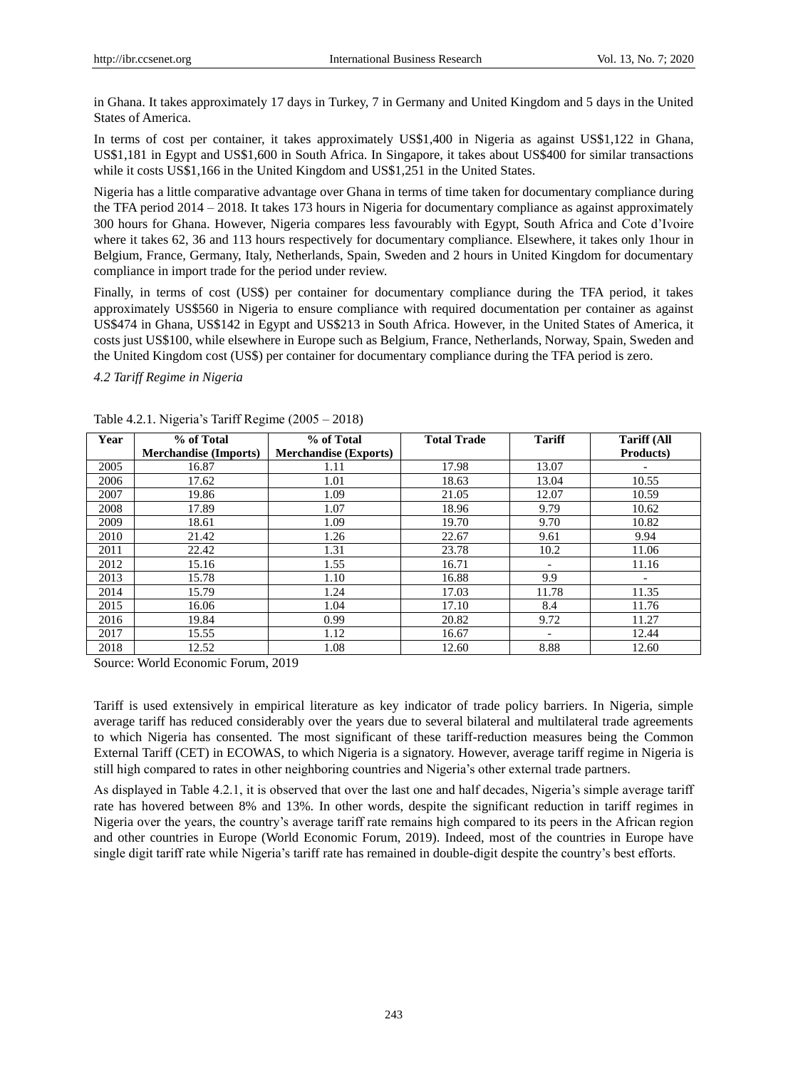in Ghana. It takes approximately 17 days in Turkey, 7 in Germany and United Kingdom and 5 days in the United States of America.

In terms of cost per container, it takes approximately US$1,400 in Nigeria as against US$1,122 in Ghana, US$1,181 in Egypt and US$1,600 in South Africa. In Singapore, it takes about US$400 for similar transactions while it costs US$1,166 in the United Kingdom and US$1,251 in the United States.

Nigeria has a little comparative advantage over Ghana in terms of time taken for documentary compliance during the TFA period 2014 – 2018. It takes 173 hours in Nigeria for documentary compliance as against approximately 300 hours for Ghana. However, Nigeria compares less favourably with Egypt, South Africa and Cote d'Ivoire where it takes 62, 36 and 113 hours respectively for documentary compliance. Elsewhere, it takes only 1hour in Belgium, France, Germany, Italy, Netherlands, Spain, Sweden and 2 hours in United Kingdom for documentary compliance in import trade for the period under review.

Finally, in terms of cost (US$) per container for documentary compliance during the TFA period, it takes approximately US$560 in Nigeria to ensure compliance with required documentation per container as against US$474 in Ghana, US$142 in Egypt and US$213 in South Africa. However, in the United States of America, it costs just US$100, while elsewhere in Europe such as Belgium, France, Netherlands, Norway, Spain, Sweden and the United Kingdom cost (US$) per container for documentary compliance during the TFA period is zero.

*4.2 Tariff Regime in Nigeria*

Table 4.2.1. Nigeria's Tariff Regime (2005 – 2018)

| Year | % of Total Merchandise (Imports) | % of Total Merchandise (Exports) | Total Trade | Tariff | Tariff (All Products) |
|---|---|---|---|---|---|
| 2005 | 16.87 | 1.11 | 17.98 | 13.07 | - |
| 2006 | 17.62 | 1.01 | 18.63 | 13.04 | 10.55 |
| 2007 | 19.86 | 1.09 | 21.05 | 12.07 | 10.59 |
| 2008 | 17.89 | 1.07 | 18.96 | 9.79 | 10.62 |
| 2009 | 18.61 | 1.09 | 19.70 | 9.70 | 10.82 |
| 2010 | 21.42 | 1.26 | 22.67 | 9.61 | 9.94 |
| 2011 | 22.42 | 1.31 | 23.78 | 10.2 | 11.06 |
| 2012 | 15.16 | 1.55 | 16.71 | - | 11.16 |
| 2013 | 15.78 | 1.10 | 16.88 | 9.9 | - |
| 2014 | 15.79 | 1.24 | 17.03 | 11.78 | 11.35 |
| 2015 | 16.06 | 1.04 | 17.10 | 8.4 | 11.76 |
| 2016 | 19.84 | 0.99 | 20.82 | 9.72 | 11.27 |
| 2017 | 15.55 | 1.12 | 16.67 | - | 12.44 |
| 2018 | 12.52 | 1.08 | 12.60 | 8.88 | 12.60 |

Source: World Economic Forum, 2019

Tariff is used extensively in empirical literature as key indicator of trade policy barriers. In Nigeria, simple average tariff has reduced considerably over the years due to several bilateral and multilateral trade agreements to which Nigeria has consented. The most significant of these tariff-reduction measures being the Common External Tariff (CET) in ECOWAS, to which Nigeria is a signatory. However, average tariff regime in Nigeria is still high compared to rates in other neighboring countries and Nigeria's other external trade partners.

As displayed in Table 4.2.1, it is observed that over the last one and half decades, Nigeria's simple average tariff rate has hovered between 8% and 13%. In other words, despite the significant reduction in tariff regimes in Nigeria over the years, the country's average tariff rate remains high compared to its peers in the African region and other countries in Europe (World Economic Forum, 2019). Indeed, most of the countries in Europe have single digit tariff rate while Nigeria's tariff rate has remained in double-digit despite the country's best efforts.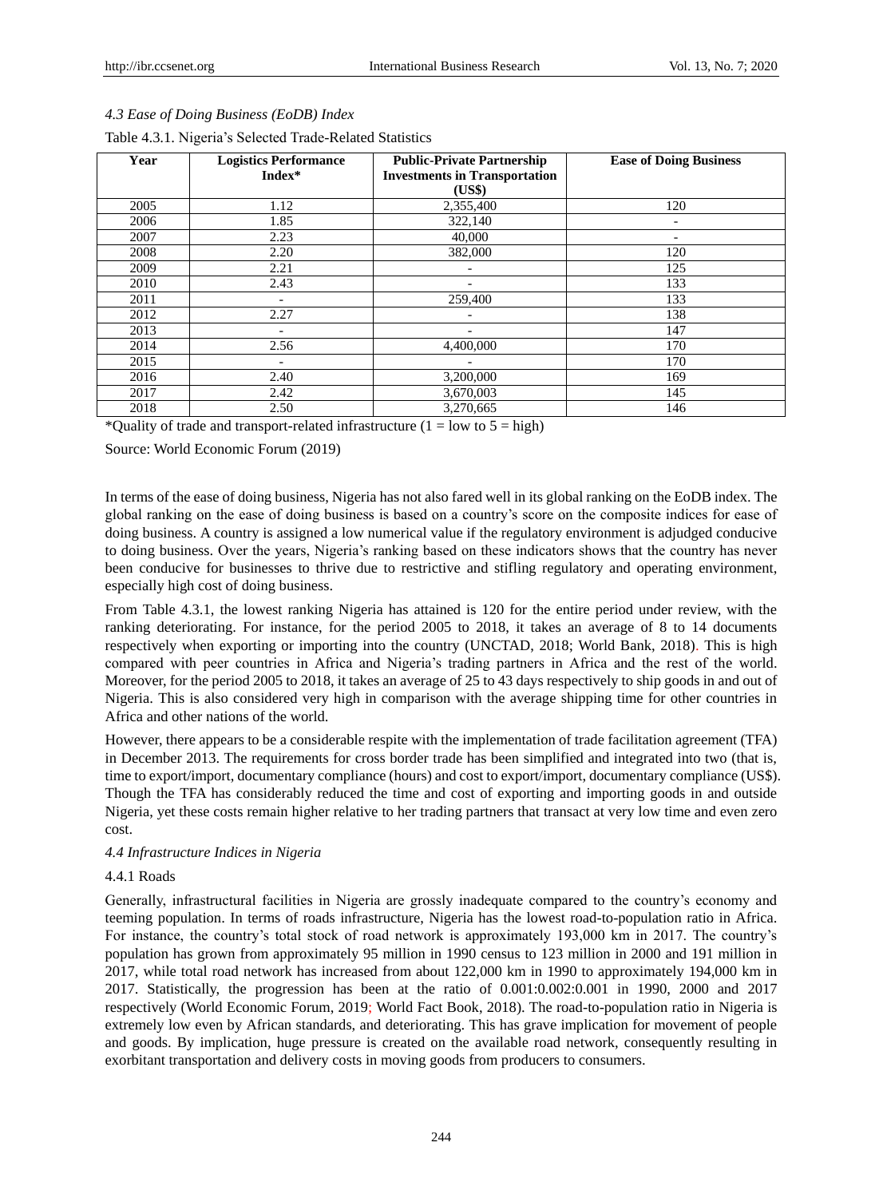*4.3 Ease of Doing Business (EoDB) Index*

Table 4.3.1. Nigeria's Selected Trade-Related Statistics

| Year | Logistics Performance Index* | Public-Private Partnership Investments in Transportation (US$) | Ease of Doing Business |
|---|---|---|---|
| 2005 | 1.12 | 2,355,400 | 120 |
| 2006 | 1.85 | 322,140 | - |
| 2007 | 2.23 | 40,000 | - |
| 2008 | 2.20 | 382,000 | 120 |
| 2009 | 2.21 | - | 125 |
| 2010 | 2.43 | - | 133 |
| 2011 | - | 259,400 | 133 |
| 2012 | 2.27 | - | 138 |
| 2013 | - | - | 147 |
| 2014 | 2.56 | 4,400,000 | 170 |
| 2015 | - | - | 170 |
| 2016 | 2.40 | 3,200,000 | 169 |
| 2017 | 2.42 | 3,670,003 | 145 |
| 2018 | 2.50 | 3,270,665 | 146 |

*Quality of trade and transport-related infrastructure (1 = low to 5 = high)

Source: World Economic Forum (2019)

In terms of the ease of doing business, Nigeria has not also fared well in its global ranking on the EoDB index. The global ranking on the ease of doing business is based on a country's score on the composite indices for ease of doing business. A country is assigned a low numerical value if the regulatory environment is adjudged conducive to doing business. Over the years, Nigeria's ranking based on these indicators shows that the country has never been conducive for businesses to thrive due to restrictive and stifling regulatory and operating environment, especially high cost of doing business.

From Table 4.3.1, the lowest ranking Nigeria has attained is 120 for the entire period under review, with the ranking deteriorating. For instance, for the period 2005 to 2018, it takes an average of 8 to 14 documents respectively when exporting or importing into the country (UNCTAD, 2018; World Bank, 2018). This is high compared with peer countries in Africa and Nigeria's trading partners in Africa and the rest of the world. Moreover, for the period 2005 to 2018, it takes an average of 25 to 43 days respectively to ship goods in and out of Nigeria. This is also considered very high in comparison with the average shipping time for other countries in Africa and other nations of the world.

However, there appears to be a considerable respite with the implementation of trade facilitation agreement (TFA) in December 2013. The requirements for cross border trade has been simplified and integrated into two (that is, time to export/import, documentary compliance (hours) and cost to export/import, documentary compliance (US$). Though the TFA has considerably reduced the time and cost of exporting and importing goods in and outside Nigeria, yet these costs remain higher relative to her trading partners that transact at very low time and even zero cost.

*4.4 Infrastructure Indices in Nigeria*

4.4.1 Roads

Generally, infrastructural facilities in Nigeria are grossly inadequate compared to the country's economy and teeming population. In terms of roads infrastructure, Nigeria has the lowest road-to-population ratio in Africa. For instance, the country's total stock of road network is approximately 193,000 km in 2017. The country's population has grown from approximately 95 million in 1990 census to 123 million in 2000 and 191 million in 2017, while total road network has increased from about 122,000 km in 1990 to approximately 194,000 km in 2017. Statistically, the progression has been at the ratio of 0.001:0.002:0.001 in 1990, 2000 and 2017 respectively (World Economic Forum, 2019; World Fact Book, 2018). The road-to-population ratio in Nigeria is extremely low even by African standards, and deteriorating. This has grave implication for movement of people and goods. By implication, huge pressure is created on the available road network, consequently resulting in exorbitant transportation and delivery costs in moving goods from producers to consumers.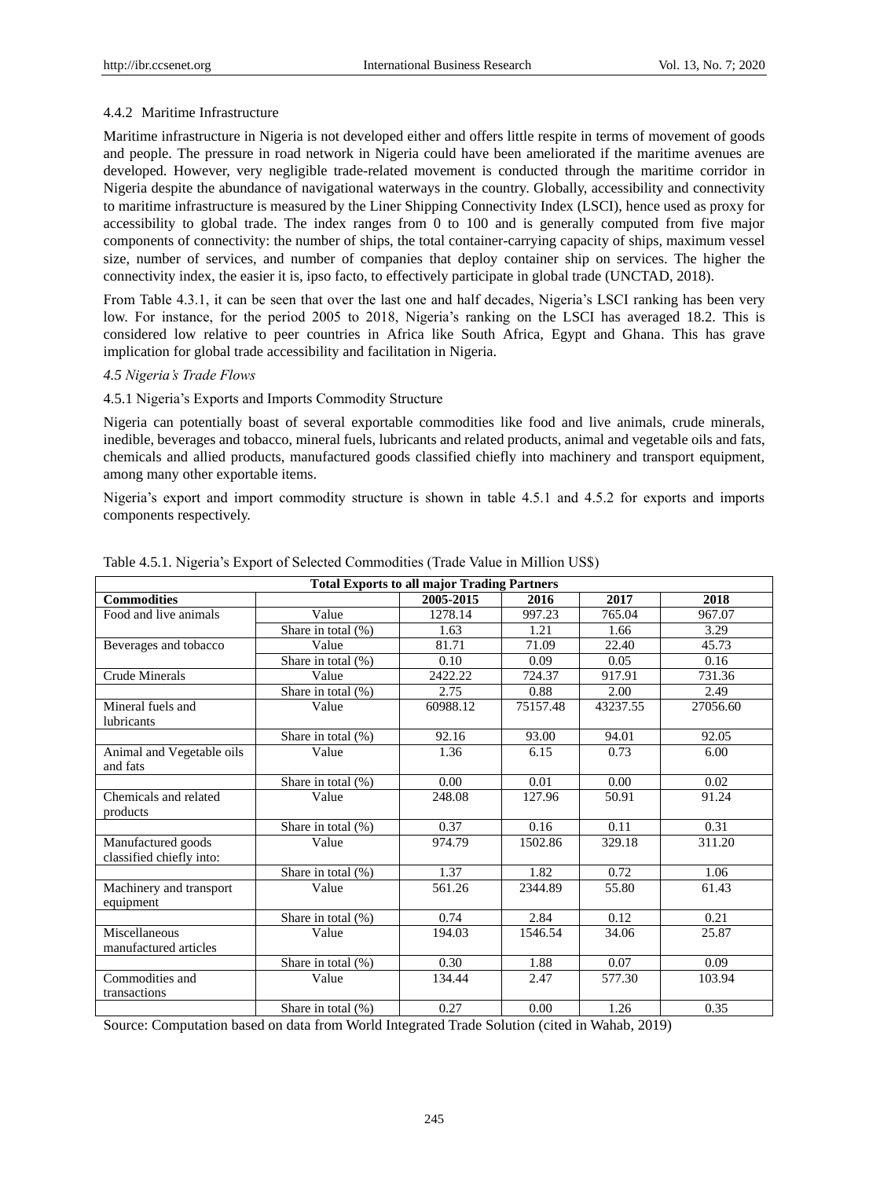#### 4.4.2 Maritime Infrastructure

Maritime infrastructure in Nigeria is not developed either and offers little respite in terms of movement of goods and people. The pressure in road network in Nigeria could have been ameliorated if the maritime avenues are developed. However, very negligible trade-related movement is conducted through the maritime corridor in Nigeria despite the abundance of navigational waterways in the country. Globally, accessibility and connectivity to maritime infrastructure is measured by the Liner Shipping Connectivity Index (LSCI), hence used as proxy for accessibility to global trade. The index ranges from 0 to 100 and is generally computed from five major components of connectivity: the number of ships, the total container-carrying capacity of ships, maximum vessel size, number of services, and number of companies that deploy container ship on services. The higher the connectivity index, the easier it is, ipso facto, to effectively participate in global trade (UNCTAD, 2018).

From Table 4.3.1, it can be seen that over the last one and half decades, Nigeria's LSCI ranking has been very low. For instance, for the period 2005 to 2018, Nigeria's ranking on the LSCI has averaged 18.2. This is considered low relative to peer countries in Africa like South Africa, Egypt and Ghana. This has grave implication for global trade accessibility and facilitation in Nigeria.

### *4.5 Nigeria's Trade Flows*

#### 4.5.1 Nigeria's Exports and Imports Commodity Structure

Nigeria can potentially boast of several exportable commodities like food and live animals, crude minerals, inedible, beverages and tobacco, mineral fuels, lubricants and related products, animal and vegetable oils and fats, chemicals and allied products, manufactured goods classified chiefly into machinery and transport equipment, among many other exportable items.

Nigeria's export and import commodity structure is shown in table 4.5.1 and 4.5.2 for exports and imports components respectively.

Table 4.5.1. Nigeria's Export of Selected Commodities (Trade Value in Million US$)

| **Total Exports to all major Trading Partners** | | | | | |
|---|---|---|---|---|---|
| **Commodities** | | **2005-2015** | **2016** | **2017** | **2018** |
| Food and live animals | Value | 1278.14 | 997.23 | 765.04 | 967.07 |
| | Share in total (%) | 1.63 | 1.21 | 1.66 | 3.29 |
| Beverages and tobacco | Value | 81.71 | 71.09 | 22.40 | 45.73 |
| | Share in total (%) | 0.10 | 0.09 | 0.05 | 0.16 |
| Crude Minerals | Value | 2422.22 | 724.37 | 917.91 | 731.36 |
| | Share in total (%) | 2.75 | 0.88 | 2.00 | 2.49 |
| Mineral fuels and lubricants | Value | 60988.12 | 75157.48 | 43237.55 | 27056.60 |
| | Share in total (%) | 92.16 | 93.00 | 94.01 | 92.05 |
| Animal and Vegetable oils and fats | Value | 1.36 | 6.15 | 0.73 | 6.00 |
| | Share in total (%) | 0.00 | 0.01 | 0.00 | 0.02 |
| Chemicals and related products | Value | 248.08 | 127.96 | 50.91 | 91.24 |
| | Share in total (%) | 0.37 | 0.16 | 0.11 | 0.31 |
| Manufactured goods classified chiefly into: | Value | 974.79 | 1502.86 | 329.18 | 311.20 |
| | Share in total (%) | 1.37 | 1.82 | 0.72 | 1.06 |
| Machinery and transport equipment | Value | 561.26 | 2344.89 | 55.80 | 61.43 |
| | Share in total (%) | 0.74 | 2.84 | 0.12 | 0.21 |
| Miscellaneous manufactured articles | Value | 194.03 | 1546.54 | 34.06 | 25.87 |
| | Share in total (%) | 0.30 | 1.88 | 0.07 | 0.09 |
| Commodities and transactions | Value | 134.44 | 2.47 | 577.30 | 103.94 |
| | Share in total (%) | 0.27 | 0.00 | 1.26 | 0.35 |

Source: Computation based on data from World Integrated Trade Solution (cited in Wahab, 2019)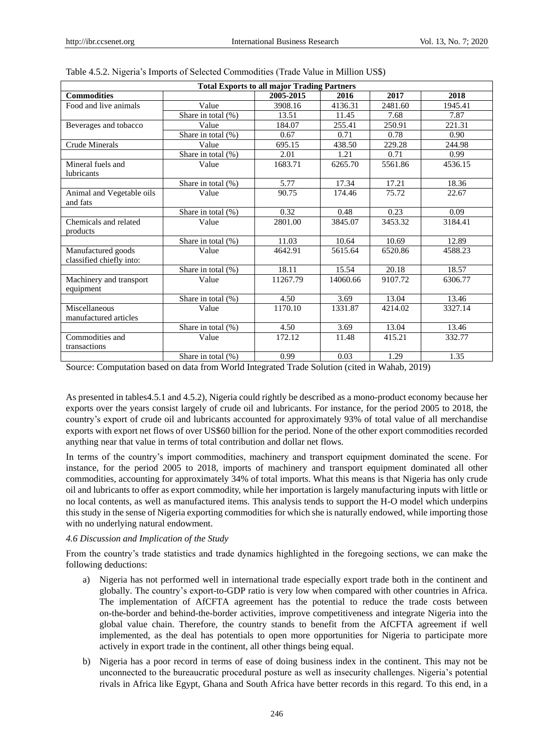Table 4.5.2. Nigeria's Imports of Selected Commodities (Trade Value in Million US$)

| Total Exports to all major Trading Partners | | | | | |
|---|---|---|---|---|---|
| **Commodities** | | **2005-2015** | **2016** | **2017** | **2018** |
| Food and live animals | Value | 3908.16 | 4136.31 | 2481.60 | 1945.41 |
| | Share in total (%) | 13.51 | 11.45 | 7.68 | 7.87 |
| Beverages and tobacco | Value | 184.07 | 255.41 | 250.91 | 221.31 |
| | Share in total (%) | 0.67 | 0.71 | 0.78 | 0.90 |
| Crude Minerals | Value | 695.15 | 438.50 | 229.28 | 244.98 |
| | Share in total (%) | 2.01 | 1.21 | 0.71 | 0.99 |
| Mineral fuels and lubricants | Value | 1683.71 | 6265.70 | 5561.86 | 4536.15 |
| | Share in total (%) | 5.77 | 17.34 | 17.21 | 18.36 |
| Animal and Vegetable oils and fats | Value | 90.75 | 174.46 | 75.72 | 22.67 |
| | Share in total (%) | 0.32 | 0.48 | 0.23 | 0.09 |
| Chemicals and related products | Value | 2801.00 | 3845.07 | 3453.32 | 3184.41 |
| | Share in total (%) | 11.03 | 10.64 | 10.69 | 12.89 |
| Manufactured goods classified chiefly into: | Value | 4642.91 | 5615.64 | 6520.86 | 4588.23 |
| | Share in total (%) | 18.11 | 15.54 | 20.18 | 18.57 |
| Machinery and transport equipment | Value | 11267.79 | 14060.66 | 9107.72 | 6306.77 |
| | Share in total (%) | 4.50 | 3.69 | 13.04 | 13.46 |
| Miscellaneous manufactured articles | Value | 1170.10 | 1331.87 | 4214.02 | 3327.14 |
| | Share in total (%) | 4.50 | 3.69 | 13.04 | 13.46 |
| Commodities and transactions | Value | 172.12 | 11.48 | 415.21 | 332.77 |
| | Share in total (%) | 0.99 | 0.03 | 1.29 | 1.35 |

Source: Computation based on data from World Integrated Trade Solution (cited in Wahab, 2019)

As presented in tables4.5.1 and 4.5.2), Nigeria could rightly be described as a mono-product economy because her exports over the years consist largely of crude oil and lubricants. For instance, for the period 2005 to 2018, the country's export of crude oil and lubricants accounted for approximately 93% of total value of all merchandise exports with export net flows of over US$60 billion for the period. None of the other export commodities recorded anything near that value in terms of total contribution and dollar net flows.

In terms of the country's import commodities, machinery and transport equipment dominated the scene. For instance, for the period 2005 to 2018, imports of machinery and transport equipment dominated all other commodities, accounting for approximately 34% of total imports. What this means is that Nigeria has only crude oil and lubricants to offer as export commodity, while her importation is largely manufacturing inputs with little or no local contents, as well as manufactured items. This analysis tends to support the H-O model which underpins this study in the sense of Nigeria exporting commodities for which she is naturally endowed, while importing those with no underlying natural endowment.

#### *4.6 Discussion and Implication of the Study*

From the country's trade statistics and trade dynamics highlighted in the foregoing sections, we can make the following deductions:

a) Nigeria has not performed well in international trade especially export trade both in the continent and globally. The country's export-to-GDP ratio is very low when compared with other countries in Africa. The implementation of AfCFTA agreement has the potential to reduce the trade costs between on-the-border and behind-the-border activities, improve competitiveness and integrate Nigeria into the global value chain. Therefore, the country stands to benefit from the AfCFTA agreement if well implemented, as the deal has potentials to open more opportunities for Nigeria to participate more actively in export trade in the continent, all other things being equal.

b) Nigeria has a poor record in terms of ease of doing business index in the continent. This may not be unconnected to the bureaucratic procedural posture as well as insecurity challenges. Nigeria's potential rivals in Africa like Egypt, Ghana and South Africa have better records in this regard. To this end, in a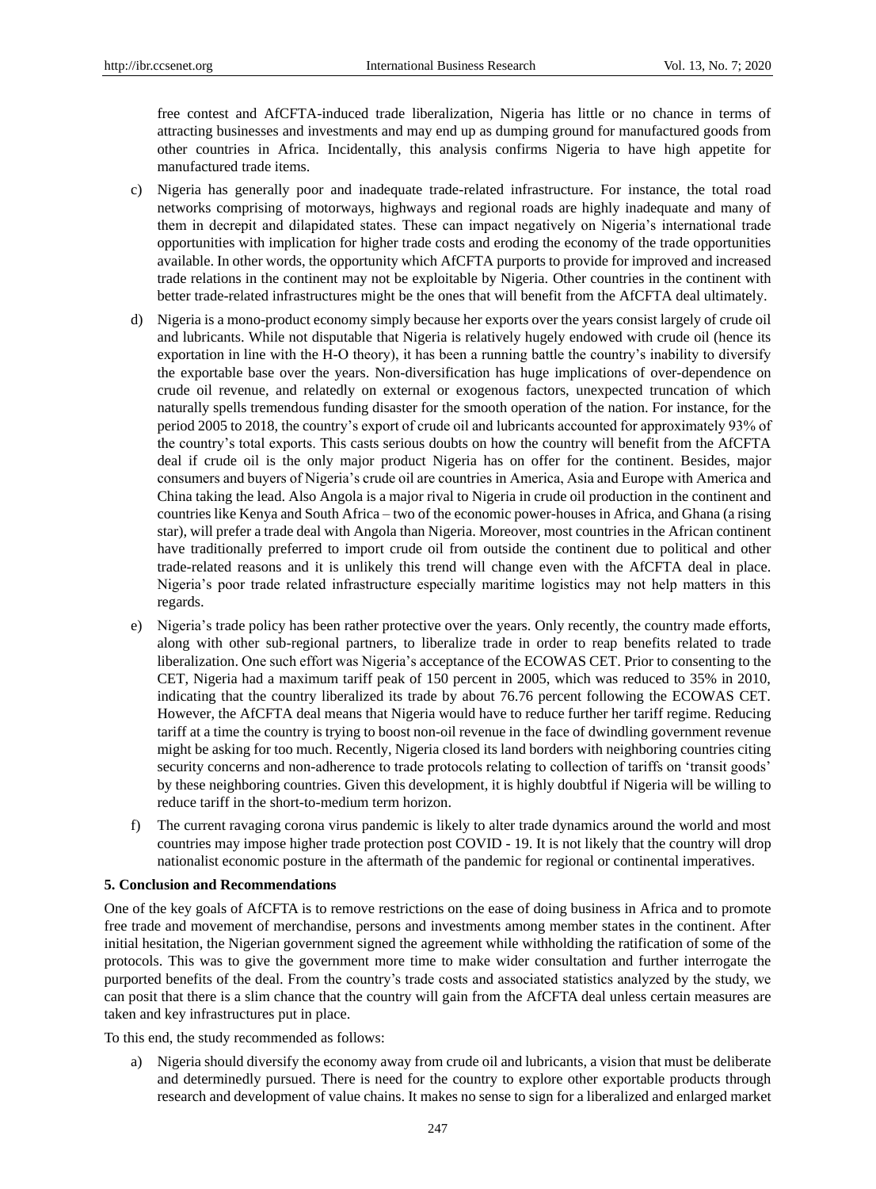free contest and AfCFTA-induced trade liberalization, Nigeria has little or no chance in terms of attracting businesses and investments and may end up as dumping ground for manufactured goods from other countries in Africa. Incidentally, this analysis confirms Nigeria to have high appetite for manufactured trade items.

c) Nigeria has generally poor and inadequate trade-related infrastructure. For instance, the total road networks comprising of motorways, highways and regional roads are highly inadequate and many of them in decrepit and dilapidated states. These can impact negatively on Nigeria's international trade opportunities with implication for higher trade costs and eroding the economy of the trade opportunities available. In other words, the opportunity which AfCFTA purports to provide for improved and increased trade relations in the continent may not be exploitable by Nigeria. Other countries in the continent with better trade-related infrastructures might be the ones that will benefit from the AfCFTA deal ultimately.

d) Nigeria is a mono-product economy simply because her exports over the years consist largely of crude oil and lubricants. While not disputable that Nigeria is relatively hugely endowed with crude oil (hence its exportation in line with the H-O theory), it has been a running battle the country's inability to diversify the exportable base over the years. Non-diversification has huge implications of over-dependence on crude oil revenue, and relatedly on external or exogenous factors, unexpected truncation of which naturally spells tremendous funding disaster for the smooth operation of the nation. For instance, for the period 2005 to 2018, the country's export of crude oil and lubricants accounted for approximately 93% of the country's total exports. This casts serious doubts on how the country will benefit from the AfCFTA deal if crude oil is the only major product Nigeria has on offer for the continent. Besides, major consumers and buyers of Nigeria's crude oil are countries in America, Asia and Europe with America and China taking the lead. Also Angola is a major rival to Nigeria in crude oil production in the continent and countries like Kenya and South Africa – two of the economic power-houses in Africa, and Ghana (a rising star), will prefer a trade deal with Angola than Nigeria. Moreover, most countries in the African continent have traditionally preferred to import crude oil from outside the continent due to political and other trade-related reasons and it is unlikely this trend will change even with the AfCFTA deal in place. Nigeria's poor trade related infrastructure especially maritime logistics may not help matters in this regards.

e) Nigeria's trade policy has been rather protective over the years. Only recently, the country made efforts, along with other sub-regional partners, to liberalize trade in order to reap benefits related to trade liberalization. One such effort was Nigeria's acceptance of the ECOWAS CET. Prior to consenting to the CET, Nigeria had a maximum tariff peak of 150 percent in 2005, which was reduced to 35% in 2010, indicating that the country liberalized its trade by about 76.76 percent following the ECOWAS CET. However, the AfCFTA deal means that Nigeria would have to reduce further her tariff regime. Reducing tariff at a time the country is trying to boost non-oil revenue in the face of dwindling government revenue might be asking for too much. Recently, Nigeria closed its land borders with neighboring countries citing security concerns and non-adherence to trade protocols relating to collection of tariffs on 'transit goods' by these neighboring countries. Given this development, it is highly doubtful if Nigeria will be willing to reduce tariff in the short-to-medium term horizon.

f) The current ravaging corona virus pandemic is likely to alter trade dynamics around the world and most countries may impose higher trade protection post COVID - 19. It is not likely that the country will drop nationalist economic posture in the aftermath of the pandemic for regional or continental imperatives.

## 5. Conclusion and Recommendations

One of the key goals of AfCFTA is to remove restrictions on the ease of doing business in Africa and to promote free trade and movement of merchandise, persons and investments among member states in the continent. After initial hesitation, the Nigerian government signed the agreement while withholding the ratification of some of the protocols. This was to give the government more time to make wider consultation and further interrogate the purported benefits of the deal. From the country's trade costs and associated statistics analyzed by the study, we can posit that there is a slim chance that the country will gain from the AfCFTA deal unless certain measures are taken and key infrastructures put in place.

To this end, the study recommended as follows:

a) Nigeria should diversify the economy away from crude oil and lubricants, a vision that must be deliberate and determinedly pursued. There is need for the country to explore other exportable products through research and development of value chains. It makes no sense to sign for a liberalized and enlarged market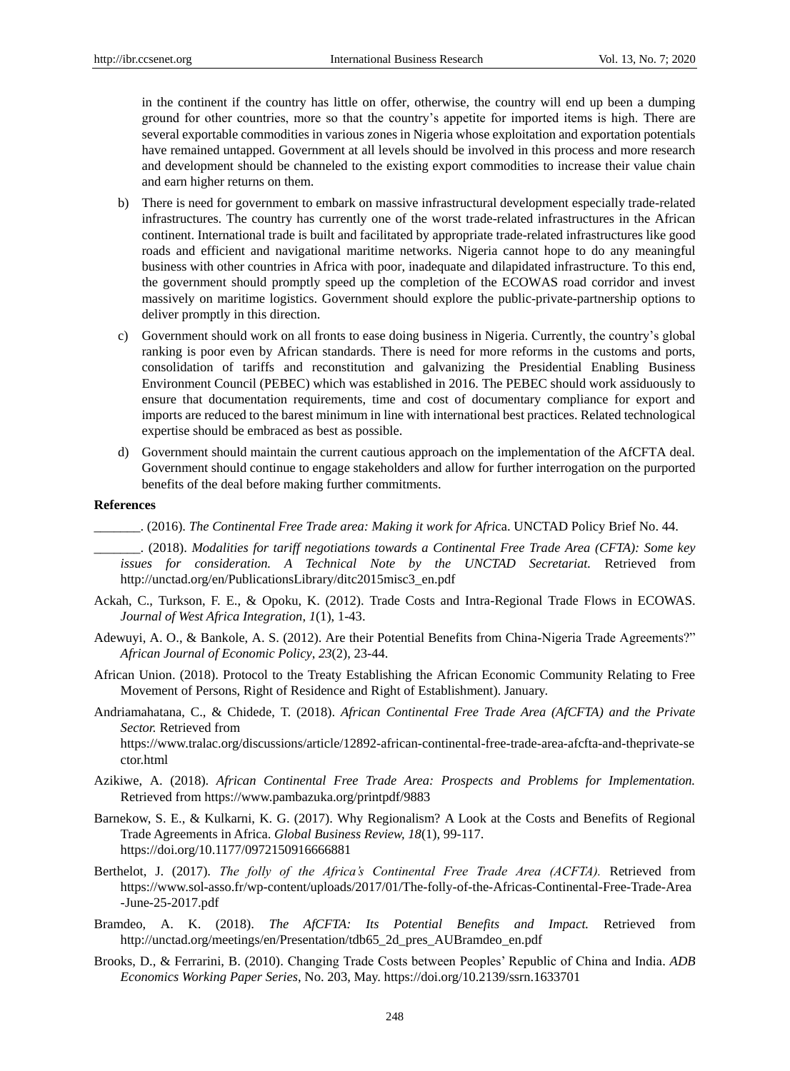in the continent if the country has little on offer, otherwise, the country will end up been a dumping ground for other countries, more so that the country's appetite for imported items is high. There are several exportable commodities in various zones in Nigeria whose exploitation and exportation potentials have remained untapped. Government at all levels should be involved in this process and more research and development should be channeled to the existing export commodities to increase their value chain and earn higher returns on them.

b) There is need for government to embark on massive infrastructural development especially trade-related infrastructures. The country has currently one of the worst trade-related infrastructures in the African continent. International trade is built and facilitated by appropriate trade-related infrastructures like good roads and efficient and navigational maritime networks. Nigeria cannot hope to do any meaningful business with other countries in Africa with poor, inadequate and dilapidated infrastructure. To this end, the government should promptly speed up the completion of the ECOWAS road corridor and invest massively on maritime logistics. Government should explore the public-private-partnership options to deliver promptly in this direction.

c) Government should work on all fronts to ease doing business in Nigeria. Currently, the country's global ranking is poor even by African standards. There is need for more reforms in the customs and ports, consolidation of tariffs and reconstitution and galvanizing the Presidential Enabling Business Environment Council (PEBEC) which was established in 2016. The PEBEC should work assiduously to ensure that documentation requirements, time and cost of documentary compliance for export and imports are reduced to the barest minimum in line with international best practices. Related technological expertise should be embraced as best as possible.

d) Government should maintain the current cautious approach on the implementation of the AfCFTA deal. Government should continue to engage stakeholders and allow for further interrogation on the purported benefits of the deal before making further commitments.

## References

_______. (2016). *The Continental Free Trade area: Making it work for Afri*ca. UNCTAD Policy Brief No. 44.

_______. (2018). *Modalities for tariff negotiations towards a Continental Free Trade Area (CFTA): Some key issues for consideration. A Technical Note by the UNCTAD Secretariat.* Retrieved from http://unctad.org/en/PublicationsLibrary/ditc2015misc3_en.pdf

Ackah, C., Turkson, F. E., & Opoku, K. (2012). Trade Costs and Intra-Regional Trade Flows in ECOWAS. *Journal of West Africa Integration, 1*(1), 1-43.

Adewuyi, A. O., & Bankole, A. S. (2012). Are their Potential Benefits from China-Nigeria Trade Agreements?" *African Journal of Economic Policy*, *23*(2), 23-44.

African Union. (2018). Protocol to the Treaty Establishing the African Economic Community Relating to Free Movement of Persons, Right of Residence and Right of Establishment). January.

Andriamahatana, C., & Chidede, T. (2018). *African Continental Free Trade Area (AfCFTA) and the Private Sector.* Retrieved from https://www.tralac.org/discussions/article/12892-african-continental-free-trade-area-afcfta-and-theprivate-sector.html

Azikiwe, A. (2018). *African Continental Free Trade Area: Prospects and Problems for Implementation.* Retrieved from https://www.pambazuka.org/printpdf/9883

Barnekow, S. E., & Kulkarni, K. G. (2017). Why Regionalism? A Look at the Costs and Benefits of Regional Trade Agreements in Africa. *Global Business Review, 18*(1), 99-117. https://doi.org/10.1177/0972150916666881

Berthelot, J. (2017). *The folly of the Africa's Continental Free Trade Area (ACFTA).* Retrieved from https://www.sol-asso.fr/wp-content/uploads/2017/01/The-folly-of-the-Africas-Continental-Free-Trade-Area-June-25-2017.pdf

Bramdeo, A. K. (2018). *The AfCFTA: Its Potential Benefits and Impact.* Retrieved from http://unctad.org/meetings/en/Presentation/tdb65_2d_pres_AUBramdeo_en.pdf

Brooks, D., & Ferrarini, B. (2010). Changing Trade Costs between Peoples' Republic of China and India. *ADB Economics Working Paper Series*, No. 203, May. https://doi.org/10.2139/ssrn.1633701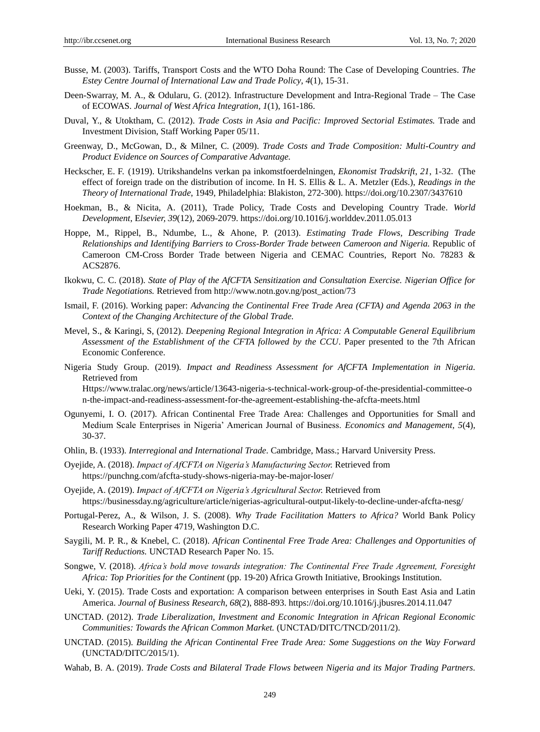Busse, M. (2003). Tariffs, Transport Costs and the WTO Doha Round: The Case of Developing Countries. *The Estey Centre Journal of International Law and Trade Policy*, *4*(1), 15-31.

Deen-Swarray, M. A., & Odularu, G. (2012). Infrastructure Development and Intra-Regional Trade – The Case of ECOWAS. *Journal of West Africa Integration*, *1*(1), 161-186.

Duval, Y., & Utoktham, C. (2012). *Trade Costs in Asia and Pacific: Improved Sectorial Estimates.* Trade and Investment Division, Staff Working Paper 05/11.

Greenway, D., McGowan, D., & Milner, C. (2009). *Trade Costs and Trade Composition: Multi-Country and Product Evidence on Sources of Comparative Advantage.*

Heckscher, E. F. (1919). Utrikshandelns verkan pa inkomstfoerdelningen, *Ekonomist Tradskrift*, *21*, 1-32. (The effect of foreign trade on the distribution of income. In H. S. Ellis & L. A. Metzler (Eds.), *Readings in the Theory of International Trade*, 1949, Philadelphia: Blakiston, 272-300). https://doi.org/10.2307/3437610

Hoekman, B., & Nicita, A. (2011), Trade Policy, Trade Costs and Developing Country Trade. *World Development*, E*lsevier, 39*(12), 2069-2079. https://doi.org/10.1016/j.worlddev.2011.05.013

Hoppe, M., Rippel, B., Ndumbe, L., & Ahone, P. (2013). *Estimating Trade Flows, Describing Trade Relationships and Identifying Barriers to Cross-Border Trade between Cameroon and Nigeria.* Republic of Cameroon CM-Cross Border Trade between Nigeria and CEMAC Countries, Report No. 78283 & ACS2876.

Ikokwu, C. C. (2018). *State of Play of the AfCFTA Sensitization and Consultation Exercise. Nigerian Office for Trade Negotiations.* Retrieved from http://www.notn.gov.ng/post_action/73

Ismail, F. (2016). Working paper: *Advancing the Continental Free Trade Area (CFTA) and Agenda 2063 in the Context of the Changing Architecture of the Global Trade.*

Mevel, S., & Karingi, S, (2012). *Deepening Regional Integration in Africa: A Computable General Equilibrium Assessment of the Establishment of the CFTA followed by the CCU*. Paper presented to the 7th African Economic Conference.

Nigeria Study Group. (2019). *Impact and Readiness Assessment for AfCFTA Implementation in Nigeria.* Retrieved from Https://www.tralac.org/news/article/13643-nigeria-s-technical-work-group-of-the-presidential-committee-on-the-impact-and-readiness-assessment-for-the-agreement-establishing-the-afcfta-meets.html

Ogunyemi, I. O. (2017). African Continental Free Trade Area: Challenges and Opportunities for Small and Medium Scale Enterprises in Nigeria' American Journal of Business. *Economics and Management, 5*(4), 30-37.

Ohlin, B. (1933). *Interregional and International Trade*. Cambridge, Mass.; Harvard University Press.

Oyejide, A. (2018). *Impact of AfCFTA on Nigeria's Manufacturing Sector.* Retrieved from https://punchng.com/afcfta-study-shows-nigeria-may-be-major-loser/

Oyejide, A. (2019). *Impact of AfCFTA on Nigeria's Agricultural Sector.* Retrieved from https://businessday.ng/agriculture/article/nigerias-agricultural-output-likely-to-decline-under-afcfta-nesg/

Portugal-Perez, A., & Wilson, J. S. (2008). *Why Trade Facilitation Matters to Africa?* World Bank Policy Research Working Paper 4719, Washington D.C.

Saygili, M. P. R., & Knebel, C. (2018). *African Continental Free Trade Area: Challenges and Opportunities of Tariff Reductions.* UNCTAD Research Paper No. 15.

Songwe, V. (2018). *Africa's bold move towards integration: The Continental Free Trade Agreement, Foresight Africa: Top Priorities for the Continent* (pp. 19-20) Africa Growth Initiative, Brookings Institution.

Ueki, Y. (2015). Trade Costs and exportation: A comparison between enterprises in South East Asia and Latin America. *Journal of Business Research, 68*(2), 888-893. https://doi.org/10.1016/j.jbusres.2014.11.047

UNCTAD. (2012). *Trade Liberalization, Investment and Economic Integration in African Regional Economic Communities: Towards the African Common Market.* (UNCTAD/DITC/TNCD/2011/2).

UNCTAD. (2015). *Building the African Continental Free Trade Area: Some Suggestions on the Way Forward* (UNCTAD/DITC/2015/1).

Wahab, B. A. (2019). *Trade Costs and Bilateral Trade Flows between Nigeria and its Major Trading Partners.*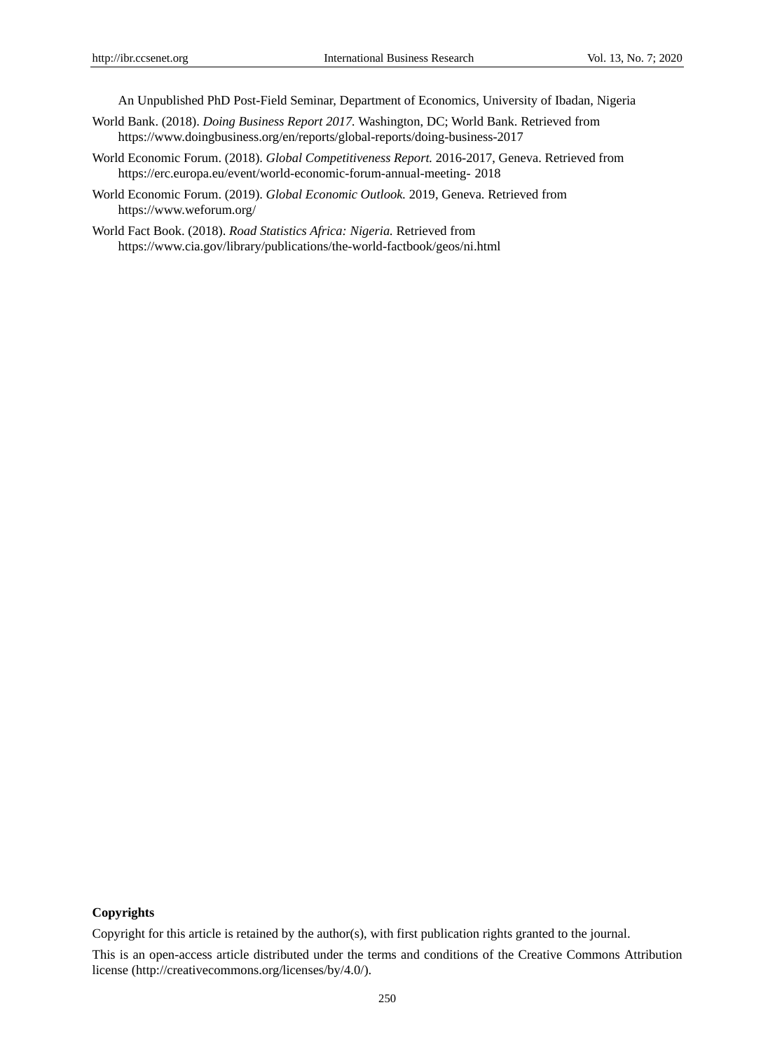An Unpublished PhD Post-Field Seminar, Department of Economics, University of Ibadan, Nigeria

World Bank. (2018). *Doing Business Report 2017.* Washington, DC; World Bank. Retrieved from https://www.doingbusiness.org/en/reports/global-reports/doing-business-2017

World Economic Forum. (2018). *Global Competitiveness Report.* 2016-2017, Geneva. Retrieved from https://erc.europa.eu/event/world-economic-forum-annual-meeting- 2018

World Economic Forum. (2019). *Global Economic Outlook.* 2019, Geneva. Retrieved from https://www.weforum.org/

World Fact Book. (2018). *Road Statistics Africa: Nigeria.* Retrieved from https://www.cia.gov/library/publications/the-world-factbook/geos/ni.html

**Copyrights**

Copyright for this article is retained by the author(s), with first publication rights granted to the journal.

This is an open-access article distributed under the terms and conditions of the Creative Commons Attribution license (http://creativecommons.org/licenses/by/4.0/).